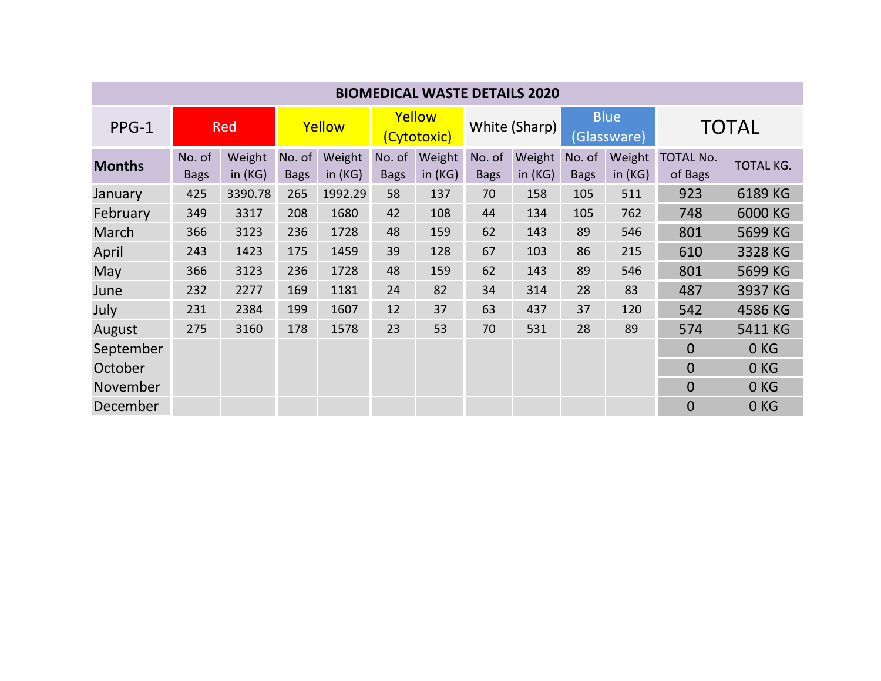| BIOMEDICAL WASTE DETAILS 2020 | | | | | | | | | | | | |
|---|---|---|---|---|---|---|---|---|---|---|---|---|
| PPG-1 | Red | | Yellow | | Yellow (Cytotoxic) | | White (Sharp) | | Blue (Glassware) | | TOTAL | |
| **Months** | No. of Bags | Weight in (KG) | No. of Bags | Weight in (KG) | No. of Bags | Weight in (KG) | No. of Bags | Weight in (KG) | No. of Bags | Weight in (KG) | TOTAL No. of Bags | TOTAL KG. |
| January | 425 | 3390.78 | 265 | 1992.29 | 58 | 137 | 70 | 158 | 105 | 511 | 923 | 6189 KG |
| February | 349 | 3317 | 208 | 1680 | 42 | 108 | 44 | 134 | 105 | 762 | 748 | 6000 KG |
| March | 366 | 3123 | 236 | 1728 | 48 | 159 | 62 | 143 | 89 | 546 | 801 | 5699 KG |
| April | 243 | 1423 | 175 | 1459 | 39 | 128 | 67 | 103 | 86 | 215 | 610 | 3328 KG |
| May | 366 | 3123 | 236 | 1728 | 48 | 159 | 62 | 143 | 89 | 546 | 801 | 5699 KG |
| June | 232 | 2277 | 169 | 1181 | 24 | 82 | 34 | 314 | 28 | 83 | 487 | 3937 KG |
| July | 231 | 2384 | 199 | 1607 | 12 | 37 | 63 | 437 | 37 | 120 | 542 | 4586 KG |
| August | 275 | 3160 | 178 | 1578 | 23 | 53 | 70 | 531 | 28 | 89 | 574 | 5411 KG |
| September | | | | | | | | | | | 0 | 0 KG |
| October | | | | | | | | | | | 0 | 0 KG |
| November | | | | | | | | | | | 0 | 0 KG |
| December | | | | | | | | | | | 0 | 0 KG |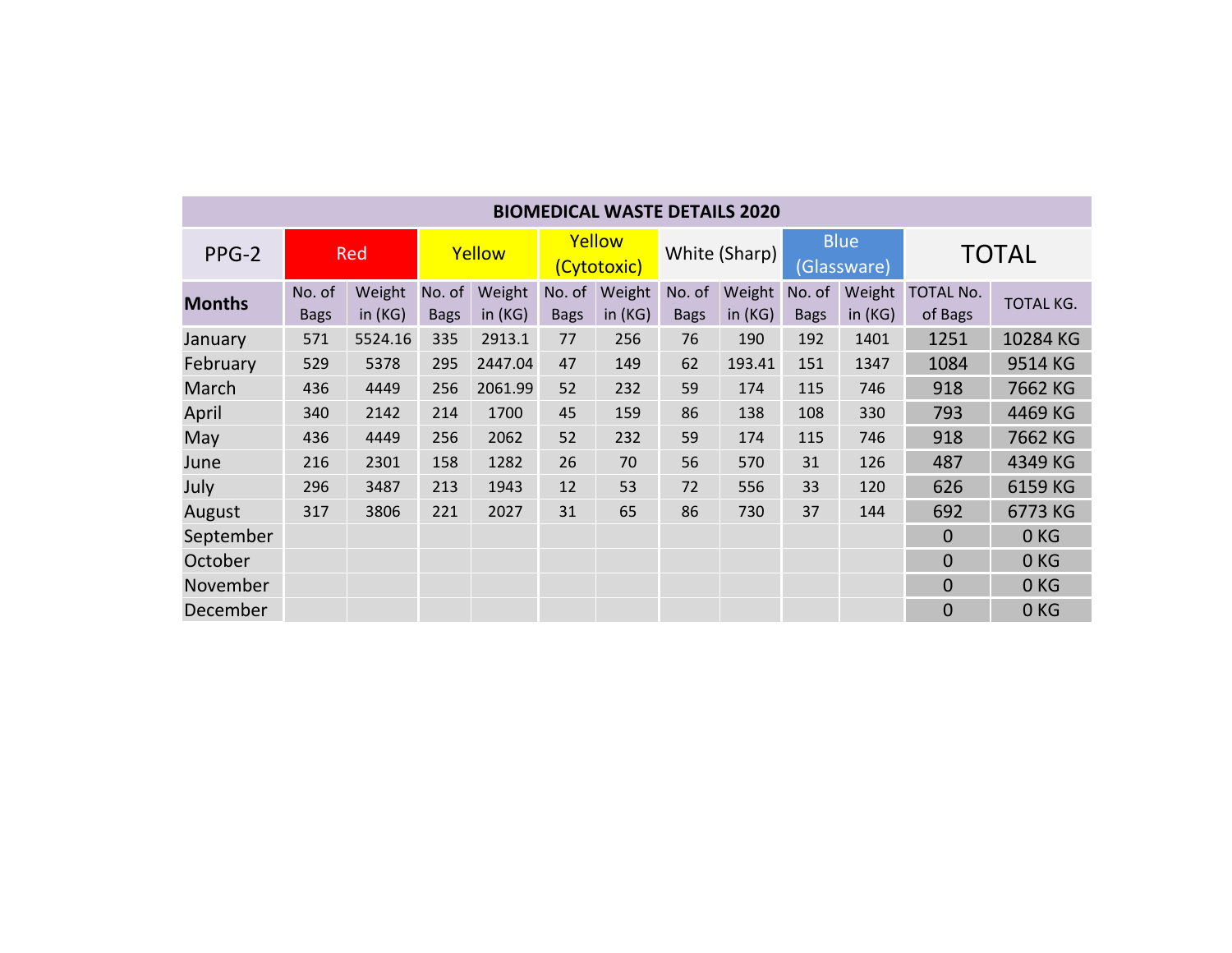| BIOMEDICAL WASTE DETAILS 2020 | | | | | | | | | | | | |
|---|---|---|---|---|---|---|---|---|---|---|---|---|
| PPG-2 | Red | | Yellow | | Yellow (Cytotoxic) | | White (Sharp) | | Blue (Glassware) | | TOTAL | |
| Months | No. of Bags | Weight in (KG) | No. of Bags | Weight in (KG) | No. of Bags | Weight in (KG) | No. of Bags | Weight in (KG) | No. of Bags | Weight in (KG) | TOTAL No. of Bags | TOTAL KG. |
| January | 571 | 5524.16 | 335 | 2913.1 | 77 | 256 | 76 | 190 | 192 | 1401 | 1251 | 10284 KG |
| February | 529 | 5378 | 295 | 2447.04 | 47 | 149 | 62 | 193.41 | 151 | 1347 | 1084 | 9514 KG |
| March | 436 | 4449 | 256 | 2061.99 | 52 | 232 | 59 | 174 | 115 | 746 | 918 | 7662 KG |
| April | 340 | 2142 | 214 | 1700 | 45 | 159 | 86 | 138 | 108 | 330 | 793 | 4469 KG |
| May | 436 | 4449 | 256 | 2062 | 52 | 232 | 59 | 174 | 115 | 746 | 918 | 7662 KG |
| June | 216 | 2301 | 158 | 1282 | 26 | 70 | 56 | 570 | 31 | 126 | 487 | 4349 KG |
| July | 296 | 3487 | 213 | 1943 | 12 | 53 | 72 | 556 | 33 | 120 | 626 | 6159 KG |
| August | 317 | 3806 | 221 | 2027 | 31 | 65 | 86 | 730 | 37 | 144 | 692 | 6773 KG |
| September | | | | | | | | | | | 0 | 0 KG |
| October | | | | | | | | | | | 0 | 0 KG |
| November | | | | | | | | | | | 0 | 0 KG |
| December | | | | | | | | | | | 0 | 0 KG |